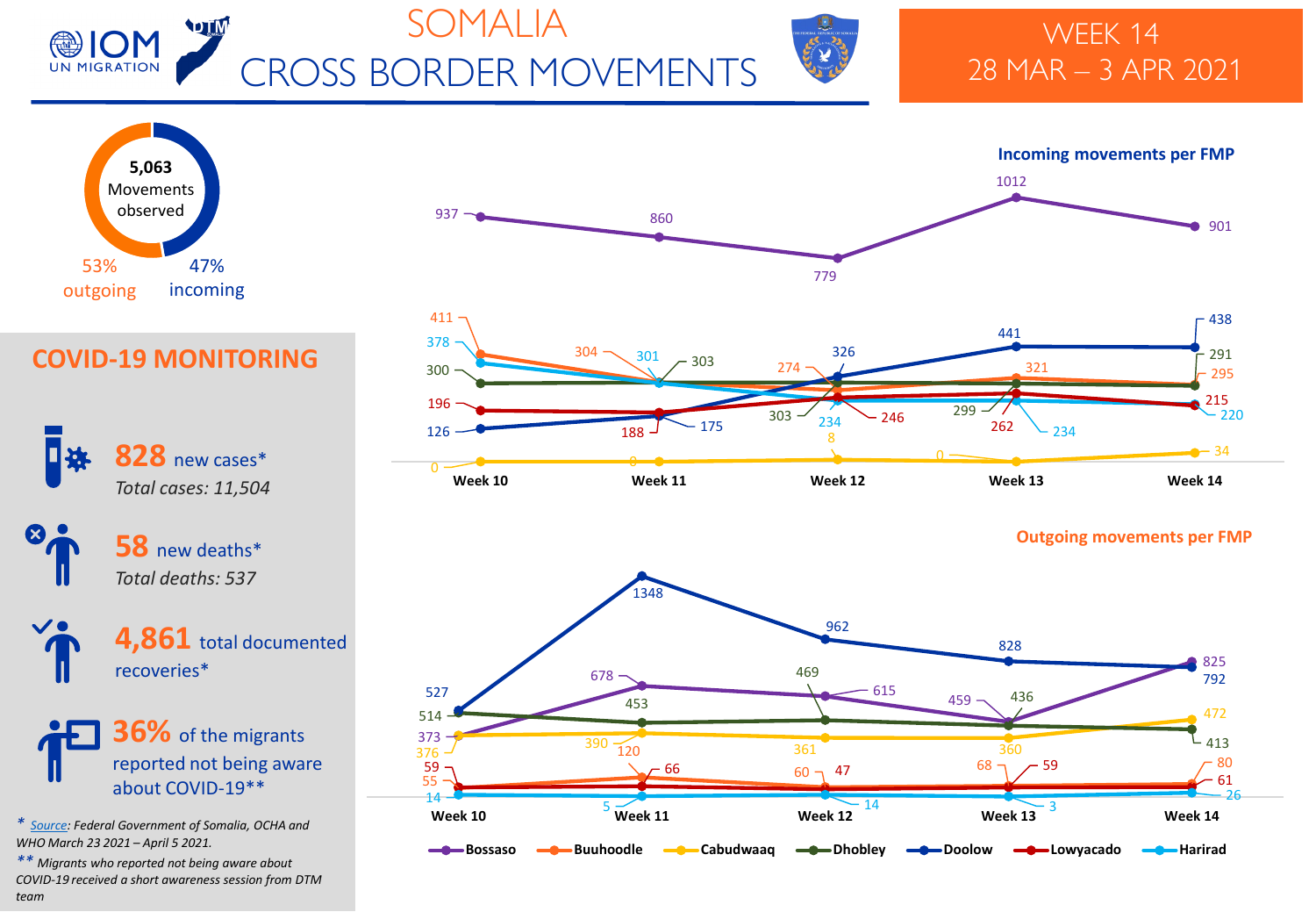# SOMALIA CROSS BORDER MOVEMENTS

## WEEK 14
## 28 MAR – 3 APR 2021

**5,063** Movements observed

53% outgoing

47% incoming

## COVID-19 MONITORING

**828** new cases*

*Total cases: 11,504*

**58** new deaths*

*Total deaths: 537*

**4,861** total documented recoveries*

**36%** of the migrants reported not being aware about COVID-19**

### Incoming movements per FMP

| FMP | Week 10 | Week 11 | Week 12 | Week 13 | Week 14 |
|---|---|---|---|---|---|
| Bossaso | 937 | 860 | 779 | 1012 | 901 |
| Buuhoodle | 411 | 304 | 274 | 321 | 295 |
| Cabudwaaq | 0 | 0 | 8 | 0 | 34 |
| Dhobley | 300 | 303 | 303 | 299 | 291 |
| Doolow | 126 | 175 | 326 | 441 | 438 |
| Lowyacado | 196 | 188 | 246 | 262 | 215 |
| Harirad | 378 | 301 | 234 | 234 | 220 |

### Outgoing movements per FMP

| FMP | Week 10 | Week 11 | Week 12 | Week 13 | Week 14 |
|---|---|---|---|---|---|
| Bossaso | 373 | 678 | 615 | 459 | 825 |
| Buuhoodle | 55 | 120 | 60 | 68 | 80 |
| Cabudwaaq | 376 | 390 | 361 | 360 | 472 |
| Dhobley | 514 | 453 | 469 | 436 | 413 |
| Doolow | 527 | 1348 | 962 | 828 | 792 |
| Lowyacado | 59 | 66 | 47 | 59 | 61 |
| Harirad | 14 | 5 | 14 | 3 | 26 |

\* *Source: Federal Government of Somalia, OCHA and WHO March 23 2021 – April 5 2021.*

\*\* *Migrants who reported not being aware about COVID-19 received a short awareness session from DTM team*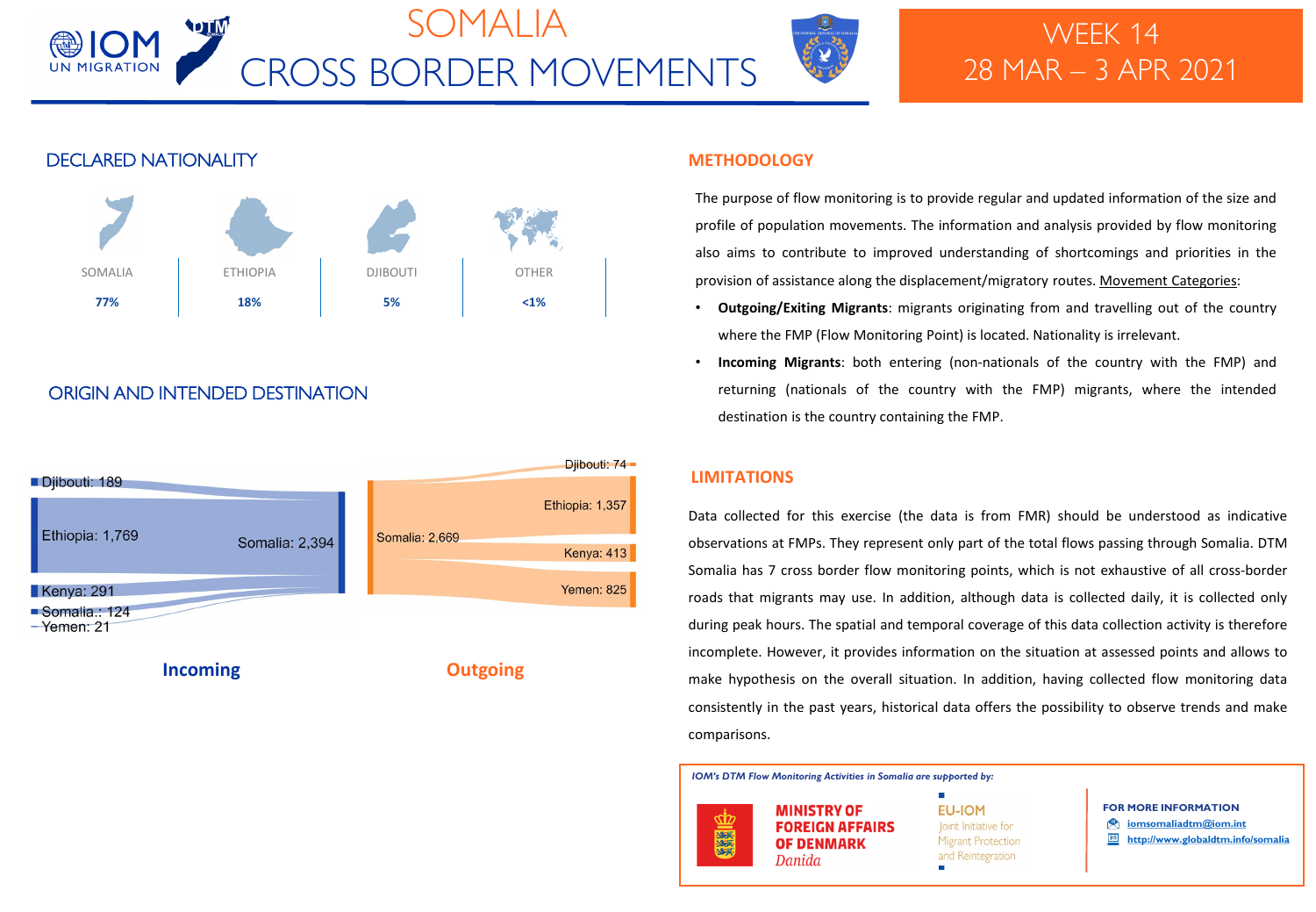# SOMALIA CROSS BORDER MOVEMENTS

## WEEK 14
## 28 MAR – 3 APR 2021

## DECLARED NATIONALITY

SOMALIA 77%
ETHIOPIA 18%
DJIBOUTI 5%
OTHER <1%

## ORIGIN AND INTENDED DESTINATION

Djibouti: 189
Ethiopia: 1,769
Kenya: 291
Somalia.: 124
Yemen: 21
Somalia: 2,394

**Incoming**

Somalia: 2,669
Djibouti: 74
Ethiopia: 1,357
Kenya: 413
Yemen: 825

**Outgoing**

## METHODOLOGY

The purpose of flow monitoring is to provide regular and updated information of the size and profile of population movements. The information and analysis provided by flow monitoring also aims to contribute to improved understanding of shortcomings and priorities in the provision of assistance along the displacement/migratory routes. Movement Categories:

- **Outgoing/Exiting Migrants**: migrants originating from and travelling out of the country where the FMP (Flow Monitoring Point) is located. Nationality is irrelevant.
- **Incoming Migrants**: both entering (non-nationals of the country with the FMP) and returning (nationals of the country with the FMP) migrants, where the intended destination is the country containing the FMP.

## LIMITATIONS

Data collected for this exercise (the data is from FMR) should be understood as indicative observations at FMPs. They represent only part of the total flows passing through Somalia. DTM Somalia has 7 cross border flow monitoring points, which is not exhaustive of all cross-border roads that migrants may use. In addition, although data is collected daily, it is collected only during peak hours. The spatial and temporal coverage of this data collection activity is therefore incomplete. However, it provides information on the situation at assessed points and allows to make hypothesis on the overall situation. In addition, having collected flow monitoring data consistently in the past years, historical data offers the possibility to observe trends and make comparisons.

*IOM's DTM Flow Monitoring Activities in Somalia are supported by:*

MINISTRY OF FOREIGN AFFAIRS OF DENMARK *Danida*

EU-IOM Joint Initiative for Migrant Protection and Reintegration

**FOR MORE INFORMATION**

iomsomaliadtm@iom.int

http://www.globaldtm.info/somalia